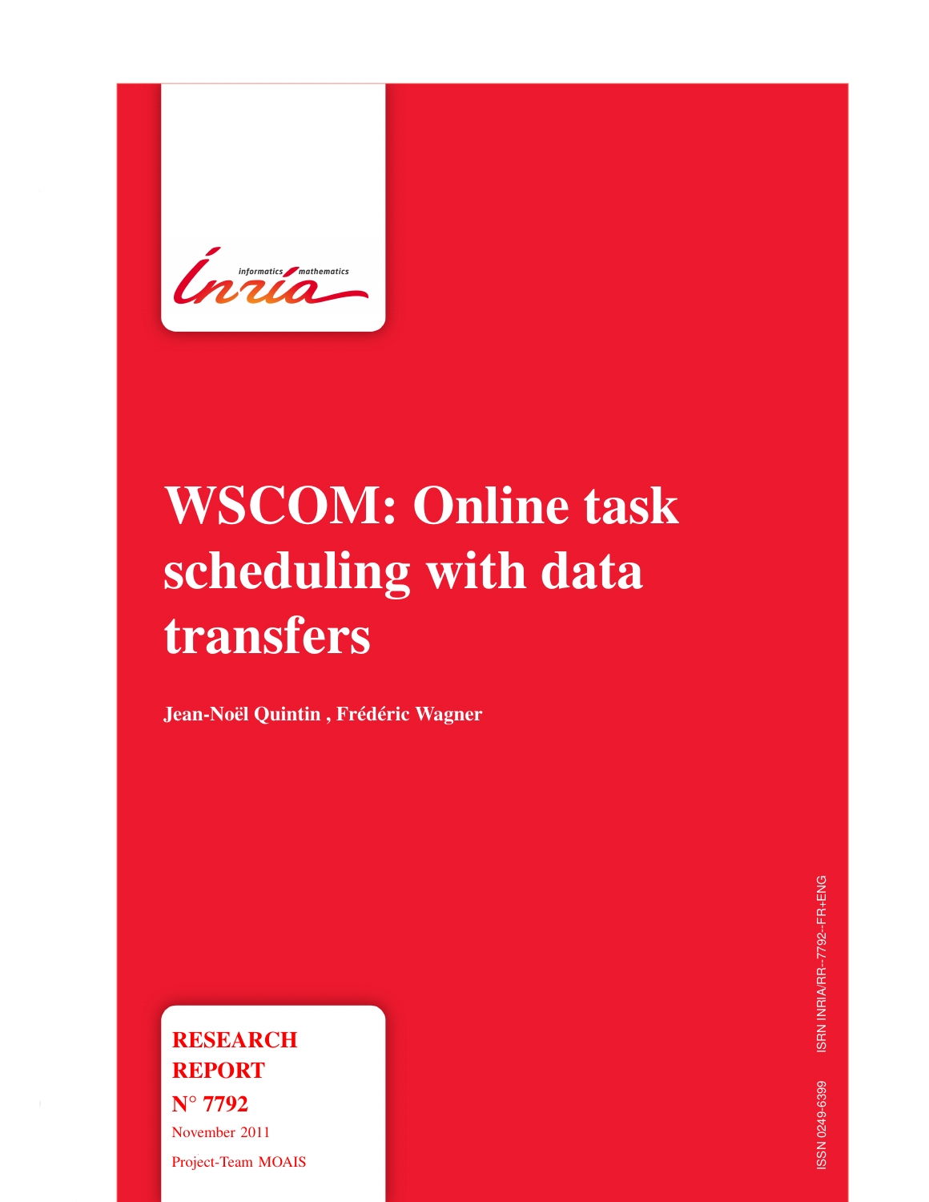# WSCOM: Online task scheduling with data transfers

**Jean-Noël Quintin , Frédéric Wagner**

**RESEARCH REPORT**

**N° 7792**

November 2011

Project-Team MOAIS

ISSN 0249-6399 ISRN INRIA/RR--7792--FR+ENG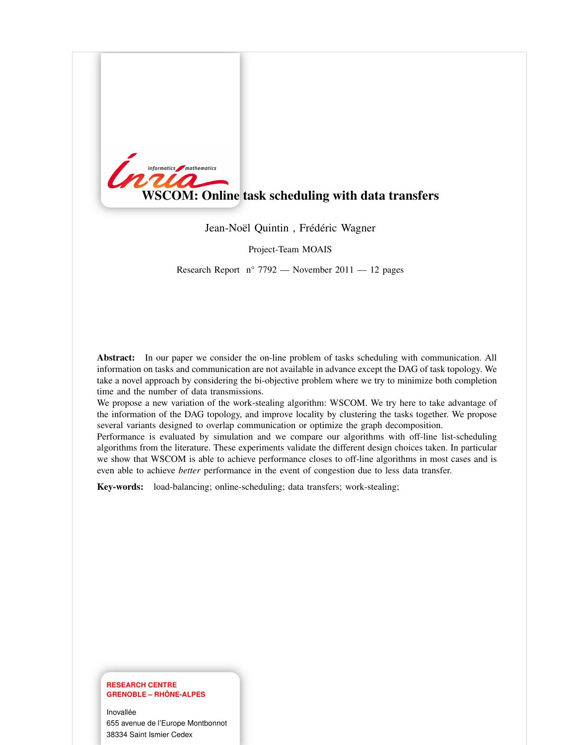# WSCOM: Online task scheduling with data transfers

Jean-Noël Quintin , Frédéric Wagner

Project-Team MOAIS

Research Report n° 7792 — November 2011 — 12 pages

**Abstract:** In our paper we consider the on-line problem of tasks scheduling with communication. All information on tasks and communication are not available in advance except the DAG of task topology. We take a novel approach by considering the bi-objective problem where we try to minimize both completion time and the number of data transmissions.

We propose a new variation of the work-stealing algorithm: WSCOM. We try here to take advantage of the information of the DAG topology, and improve locality by clustering the tasks together. We propose several variants designed to overlap communication or optimize the graph decomposition.

Performance is evaluated by simulation and we compare our algorithms with off-line list-scheduling algorithms from the literature. These experiments validate the different design choices taken. In particular we show that WSCOM is able to achieve performance closes to off-line algorithms in most cases and is even able to achieve *better* performance in the event of congestion due to less data transfer.

**Key-words:** load-balancing; online-scheduling; data transfers; work-stealing;

**RESEARCH CENTRE**
**GRENOBLE – RHÔNE-ALPES**

Inovallée
655 avenue de l'Europe Montbonnot
38334 Saint Ismier Cedex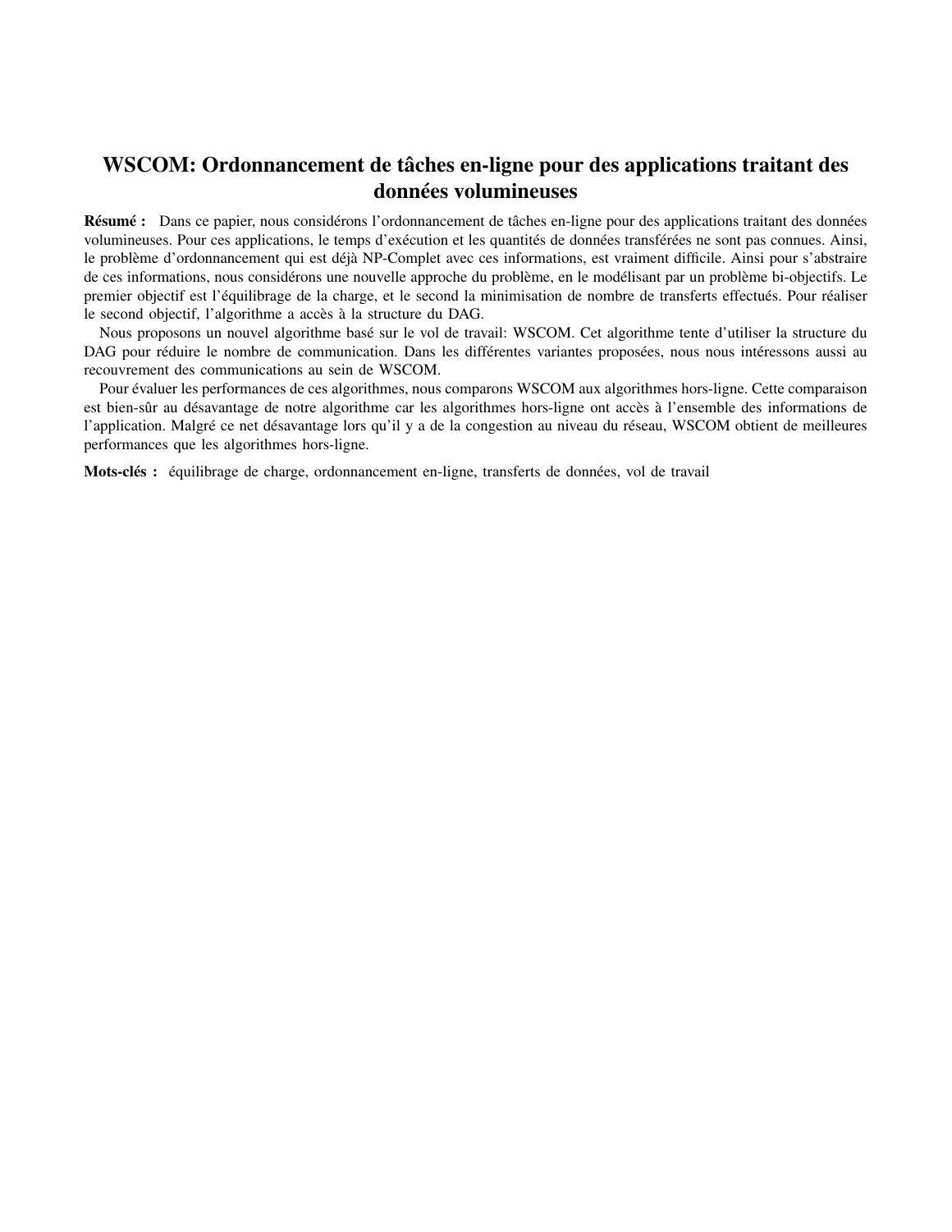# WSCOM: Ordonnancement de tâches en-ligne pour des applications traitant des données volumineuses

**Résumé :** Dans ce papier, nous considérons l'ordonnancement de tâches en-ligne pour des applications traitant des données volumineuses. Pour ces applications, le temps d'exécution et les quantités de données transférées ne sont pas connues. Ainsi, le problème d'ordonnancement qui est déjà NP-Complet avec ces informations, est vraiment difficile. Ainsi pour s'abstraire de ces informations, nous considérons une nouvelle approche du problème, en le modélisant par un problème bi-objectifs. Le premier objectif est l'équilibrage de la charge, et le second la minimisation de nombre de transferts effectués. Pour réaliser le second objectif, l'algorithme a accès à la structure du DAG.

Nous proposons un nouvel algorithme basé sur le vol de travail: WSCOM. Cet algorithme tente d'utiliser la structure du DAG pour réduire le nombre de communication. Dans les différentes variantes proposées, nous nous intéressons aussi au recouvrement des communications au sein de WSCOM.

Pour évaluer les performances de ces algorithmes, nous comparons WSCOM aux algorithmes hors-ligne. Cette comparaison est bien-sûr au désavantage de notre algorithme car les algorithmes hors-ligne ont accès à l'ensemble des informations de l'application. Malgré ce net désavantage lors qu'il y a de la congestion au niveau du réseau, WSCOM obtient de meilleures performances que les algorithmes hors-ligne.

**Mots-clés :** équilibrage de charge, ordonnancement en-ligne, transferts de données, vol de travail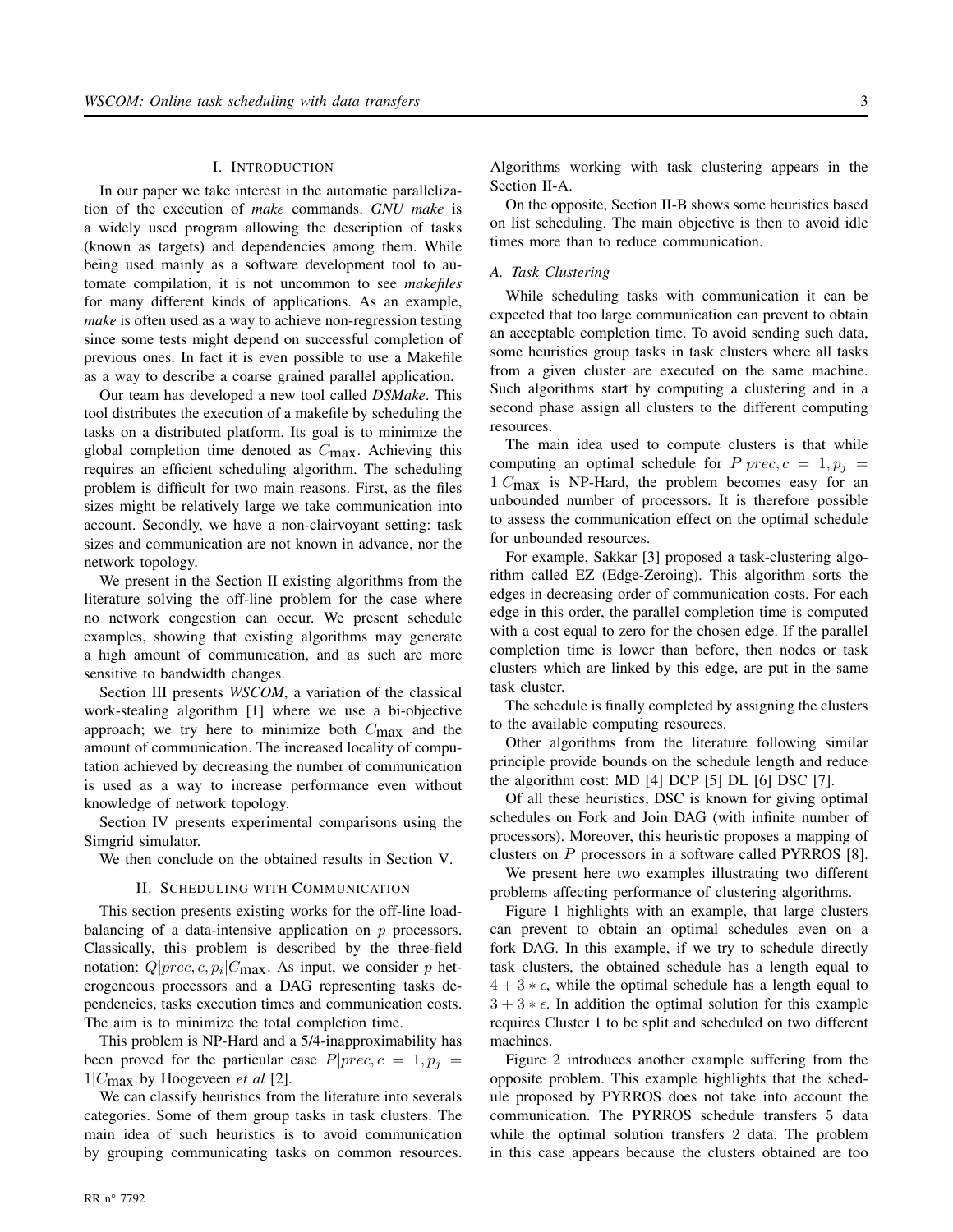## I. Introduction

In our paper we take interest in the automatic parallelization of the execution of *make* commands. *GNU make* is a widely used program allowing the description of tasks (known as targets) and dependencies among them. While being used mainly as a software development tool to automate compilation, it is not uncommon to see *makefiles* for many different kinds of applications. As an example, *make* is often used as a way to achieve non-regression testing since some tests might depend on successful completion of previous ones. In fact it is even possible to use a Makefile as a way to describe a coarse grained parallel application.

Our team has developed a new tool called *DSMake*. This tool distributes the execution of a makefile by scheduling the tasks on a distributed platform. Its goal is to minimize the global completion time denoted as $C_{\max}$. Achieving this requires an efficient scheduling algorithm. The scheduling problem is difficult for two main reasons. First, as the files sizes might be relatively large we take communication into account. Secondly, we have a non-clairvoyant setting: task sizes and communication are not known in advance, nor the network topology.

We present in the Section II existing algorithms from the literature solving the off-line problem for the case where no network congestion can occur. We present schedule examples, showing that existing algorithms may generate a high amount of communication, and as such are more sensitive to bandwidth changes.

Section III presents *WSCOM*, a variation of the classical work-stealing algorithm [1] where we use a bi-objective approach; we try here to minimize both $C_{\max}$ and the amount of communication. The increased locality of computation achieved by decreasing the number of communication is used as a way to increase performance even without knowledge of network topology.

Section IV presents experimental comparisons using the Simgrid simulator.

We then conclude on the obtained results in Section V.

## II. Scheduling with Communication

This section presents existing works for the off-line load-balancing of a data-intensive application on $p$ processors. Classically, this problem is described by the three-field notation: $Q|prec, c, p_i|C_{\max}$. As input, we consider $p$ heterogeneous processors and a DAG representing tasks dependencies, tasks execution times and communication costs. The aim is to minimize the total completion time.

This problem is NP-Hard and a 5/4-inapproximability has been proved for the particular case $P|prec, c = 1, p_j = 1|C_{\max}$ by Hoogeveen *et al* [2].

We can classify heuristics from the literature into severals categories. Some of them group tasks in task clusters. The main idea of such heuristics is to avoid communication by grouping communicating tasks on common resources. Algorithms working with task clustering appears in the Section II-A.

On the opposite, Section II-B shows some heuristics based on list scheduling. The main objective is then to avoid idle times more than to reduce communication.

### A. Task Clustering

While scheduling tasks with communication it can be expected that too large communication can prevent to obtain an acceptable completion time. To avoid sending such data, some heuristics group tasks in task clusters where all tasks from a given cluster are executed on the same machine. Such algorithms start by computing a clustering and in a second phase assign all clusters to the different computing resources.

The main idea used to compute clusters is that while computing an optimal schedule for $P|prec, c = 1, p_j = 1|C_{\max}$ is NP-Hard, the problem becomes easy for an unbounded number of processors. It is therefore possible to assess the communication effect on the optimal schedule for unbounded resources.

For example, Sakkar [3] proposed a task-clustering algorithm called EZ (Edge-Zeroing). This algorithm sorts the edges in decreasing order of communication costs. For each edge in this order, the parallel completion time is computed with a cost equal to zero for the chosen edge. If the parallel completion time is lower than before, then nodes or task clusters which are linked by this edge, are put in the same task cluster.

The schedule is finally completed by assigning the clusters to the available computing resources.

Other algorithms from the literature following similar principle provide bounds on the schedule length and reduce the algorithm cost: MD [4] DCP [5] DL [6] DSC [7].

Of all these heuristics, DSC is known for giving optimal schedules on Fork and Join DAG (with infinite number of processors). Moreover, this heuristic proposes a mapping of clusters on $P$ processors in a software called PYRROS [8].

We present here two examples illustrating two different problems affecting performance of clustering algorithms.

Figure 1 highlights with an example, that large clusters can prevent to obtain an optimal schedules even on a fork DAG. In this example, if we try to schedule directly task clusters, the obtained schedule has a length equal to $4 + 3 * \epsilon$, while the optimal schedule has a length equal to $3 + 3 * \epsilon$. In addition the optimal solution for this example requires Cluster 1 to be split and scheduled on two different machines.

Figure 2 introduces another example suffering from the opposite problem. This example highlights that the schedule proposed by PYRROS does not take into account the communication. The PYRROS schedule transfers 5 data while the optimal solution transfers 2 data. The problem in this case appears because the clusters obtained are too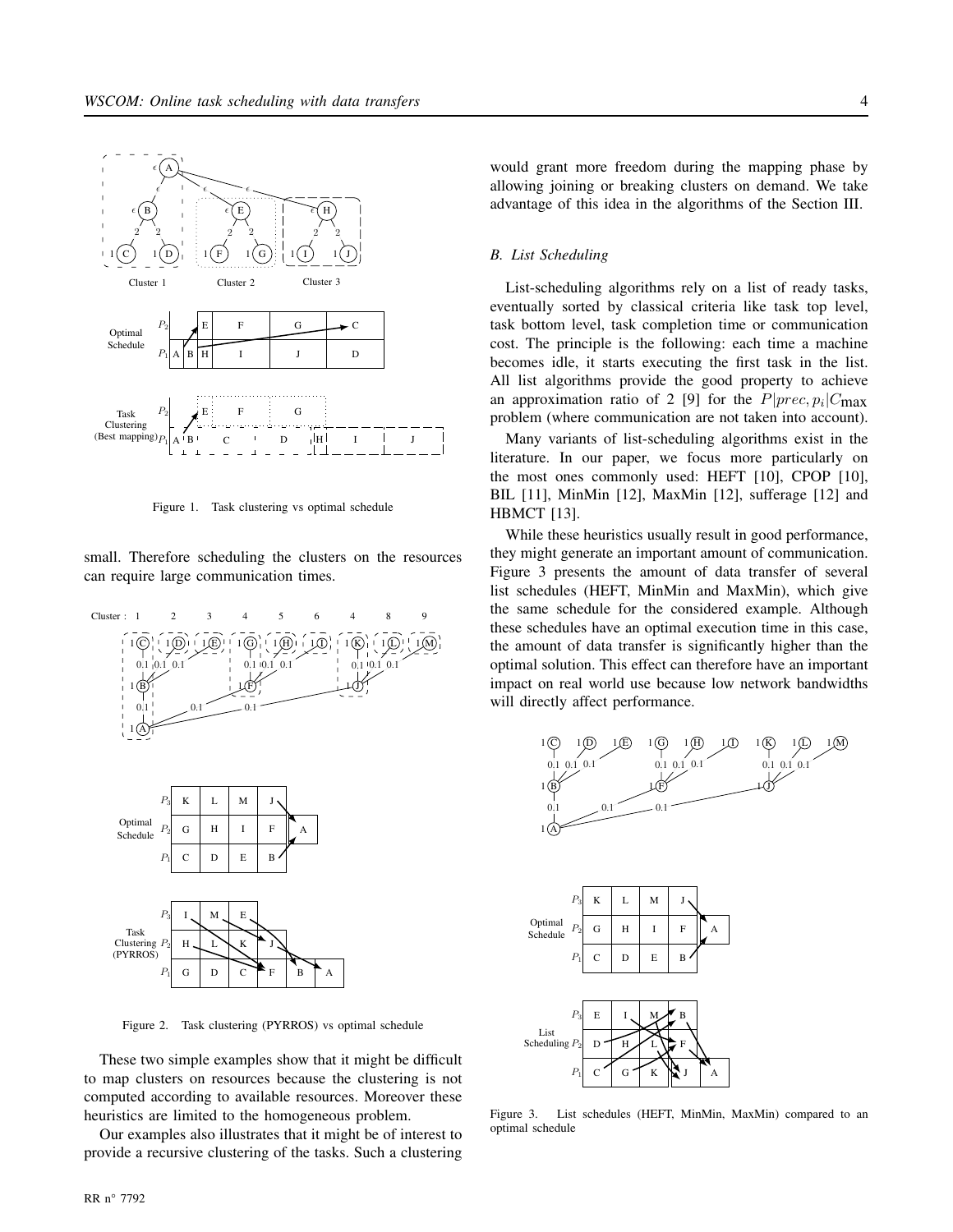Figure 1. Task clustering vs optimal schedule

small. Therefore scheduling the clusters on the resources can require large communication times.

Figure 2. Task clustering (PYRROS) vs optimal schedule

These two simple examples show that it might be difficult to map clusters on resources because the clustering is not computed according to available resources. Moreover these heuristics are limited to the homogeneous problem.

Our examples also illustrates that it might be of interest to provide a recursive clustering of the tasks. Such a clustering would grant more freedom during the mapping phase by allowing joining or breaking clusters on demand. We take advantage of this idea in the algorithms of the Section III.

### *B. List Scheduling*

List-scheduling algorithms rely on a list of ready tasks, eventually sorted by classical criteria like task top level, task bottom level, task completion time or communication cost. The principle is the following: each time a machine becomes idle, it starts executing the first task in the list. All list algorithms provide the good property to achieve an approximation ratio of 2 [9] for the $P|prec, p_i|C_{\max}$ problem (where communication are not taken into account).

Many variants of list-scheduling algorithms exist in the literature. In our paper, we focus more particularly on the most ones commonly used: HEFT [10], CPOP [10], BIL [11], MinMin [12], MaxMin [12], sufferage [12] and HBMCT [13].

While these heuristics usually result in good performance, they might generate an important amount of communication. Figure 3 presents the amount of data transfer of several list schedules (HEFT, MinMin and MaxMin), which give the same schedule for the considered example. Although these schedules have an optimal execution time in this case, the amount of data transfer is significantly higher than the optimal solution. This effect can therefore have an important impact on real world use because low network bandwidths will directly affect performance.

Figure 3. List schedules (HEFT, MinMin, MaxMin) compared to an optimal schedule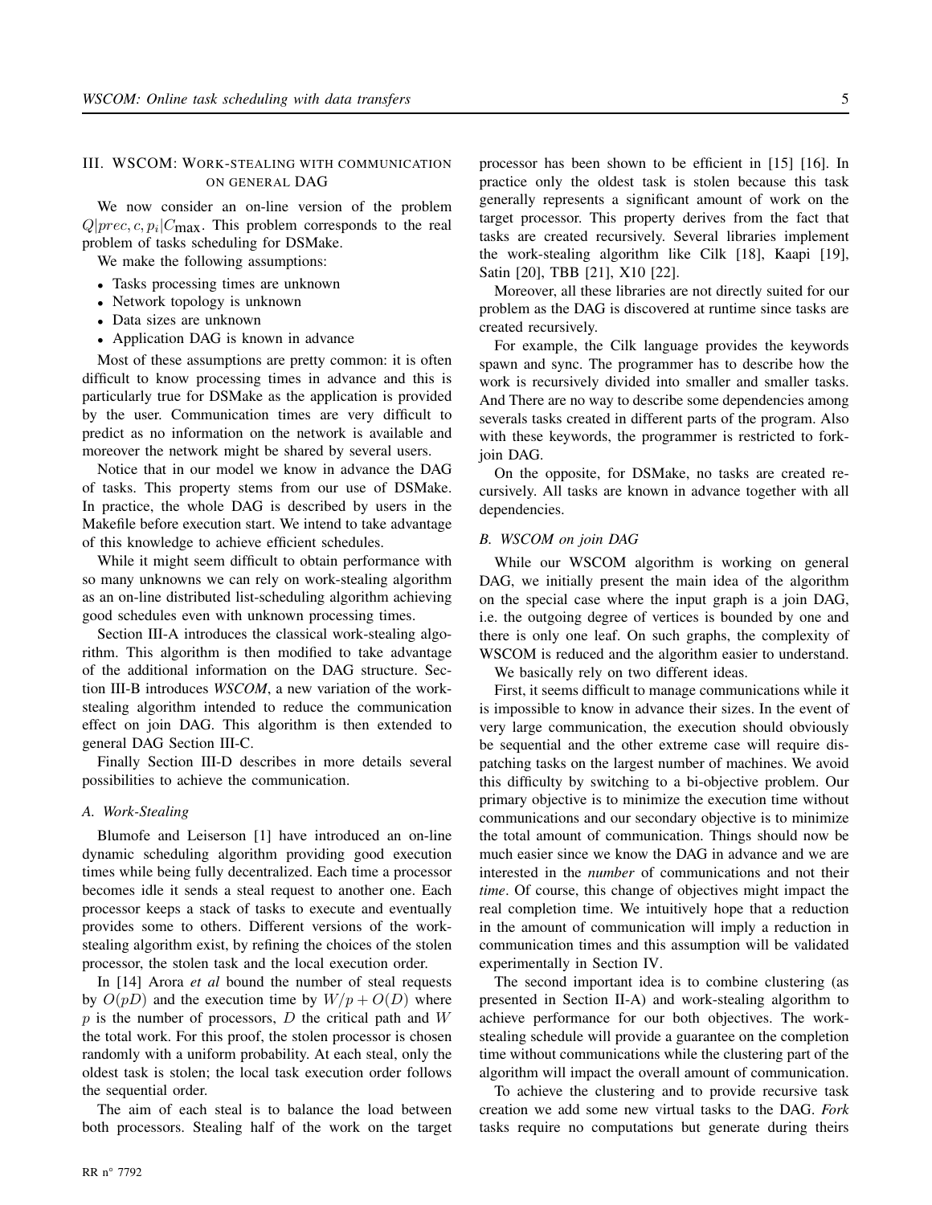## III. WSCOM: Work-stealing with communication on general DAG

We now consider an on-line version of the problem $Q|prec, c, p_i|C_{\max}$. This problem corresponds to the real problem of tasks scheduling for DSMake.

We make the following assumptions:

- Tasks processing times are unknown
- Network topology is unknown
- Data sizes are unknown
- Application DAG is known in advance

Most of these assumptions are pretty common: it is often difficult to know processing times in advance and this is particularly true for DSMake as the application is provided by the user. Communication times are very difficult to predict as no information on the network is available and moreover the network might be shared by several users.

Notice that in our model we know in advance the DAG of tasks. This property stems from our use of DSMake. In practice, the whole DAG is described by users in the Makefile before execution start. We intend to take advantage of this knowledge to achieve efficient schedules.

While it might seem difficult to obtain performance with so many unknowns we can rely on work-stealing algorithm as an on-line distributed list-scheduling algorithm achieving good schedules even with unknown processing times.

Section III-A introduces the classical work-stealing algorithm. This algorithm is then modified to take advantage of the additional information on the DAG structure. Section III-B introduces *WSCOM*, a new variation of the work-stealing algorithm intended to reduce the communication effect on join DAG. This algorithm is then extended to general DAG Section III-C.

Finally Section III-D describes in more details several possibilities to achieve the communication.

### A. Work-Stealing

Blumofe and Leiserson [1] have introduced an on-line dynamic scheduling algorithm providing good execution times while being fully decentralized. Each time a processor becomes idle it sends a steal request to another one. Each processor keeps a stack of tasks to execute and eventually provides some to others. Different versions of the work-stealing algorithm exist, by refining the choices of the stolen processor, the stolen task and the local execution order.

In [14] Arora *et al* bound the number of steal requests by $O(pD)$ and the execution time by $W/p + O(D)$ where $p$ is the number of processors, $D$ the critical path and $W$ the total work. For this proof, the stolen processor is chosen randomly with a uniform probability. At each steal, only the oldest task is stolen; the local task execution order follows the sequential order.

The aim of each steal is to balance the load between both processors. Stealing half of the work on the target processor has been shown to be efficient in [15] [16]. In practice only the oldest task is stolen because this task generally represents a significant amount of work on the target processor. This property derives from the fact that tasks are created recursively. Several libraries implement the work-stealing algorithm like Cilk [18], Kaapi [19], Satin [20], TBB [21], X10 [22].

Moreover, all these libraries are not directly suited for our problem as the DAG is discovered at runtime since tasks are created recursively.

For example, the Cilk language provides the keywords spawn and sync. The programmer has to describe how the work is recursively divided into smaller and smaller tasks. And There are no way to describe some dependencies among severals tasks created in different parts of the program. Also with these keywords, the programmer is restricted to fork-join DAG.

On the opposite, for DSMake, no tasks are created recursively. All tasks are known in advance together with all dependencies.

### B. WSCOM on join DAG

While our WSCOM algorithm is working on general DAG, we initially present the main idea of the algorithm on the special case where the input graph is a join DAG, i.e. the outgoing degree of vertices is bounded by one and there is only one leaf. On such graphs, the complexity of WSCOM is reduced and the algorithm easier to understand.

We basically rely on two different ideas.

First, it seems difficult to manage communications while it is impossible to know in advance their sizes. In the event of very large communication, the execution should obviously be sequential and the other extreme case will require dispatching tasks on the largest number of machines. We avoid this difficulty by switching to a bi-objective problem. Our primary objective is to minimize the execution time without communications and our secondary objective is to minimize the total amount of communication. Things should now be much easier since we know the DAG in advance and we are interested in the *number* of communications and not their *time*. Of course, this change of objectives might impact the real completion time. We intuitively hope that a reduction in the amount of communication will imply a reduction in communication times and this assumption will be validated experimentally in Section IV.

The second important idea is to combine clustering (as presented in Section II-A) and work-stealing algorithm to achieve performance for our both objectives. The work-stealing schedule will provide a guarantee on the completion time without communications while the clustering part of the algorithm will impact the overall amount of communication.

To achieve the clustering and to provide recursive task creation we add some new virtual tasks to the DAG. *Fork* tasks require no computations but generate during theirs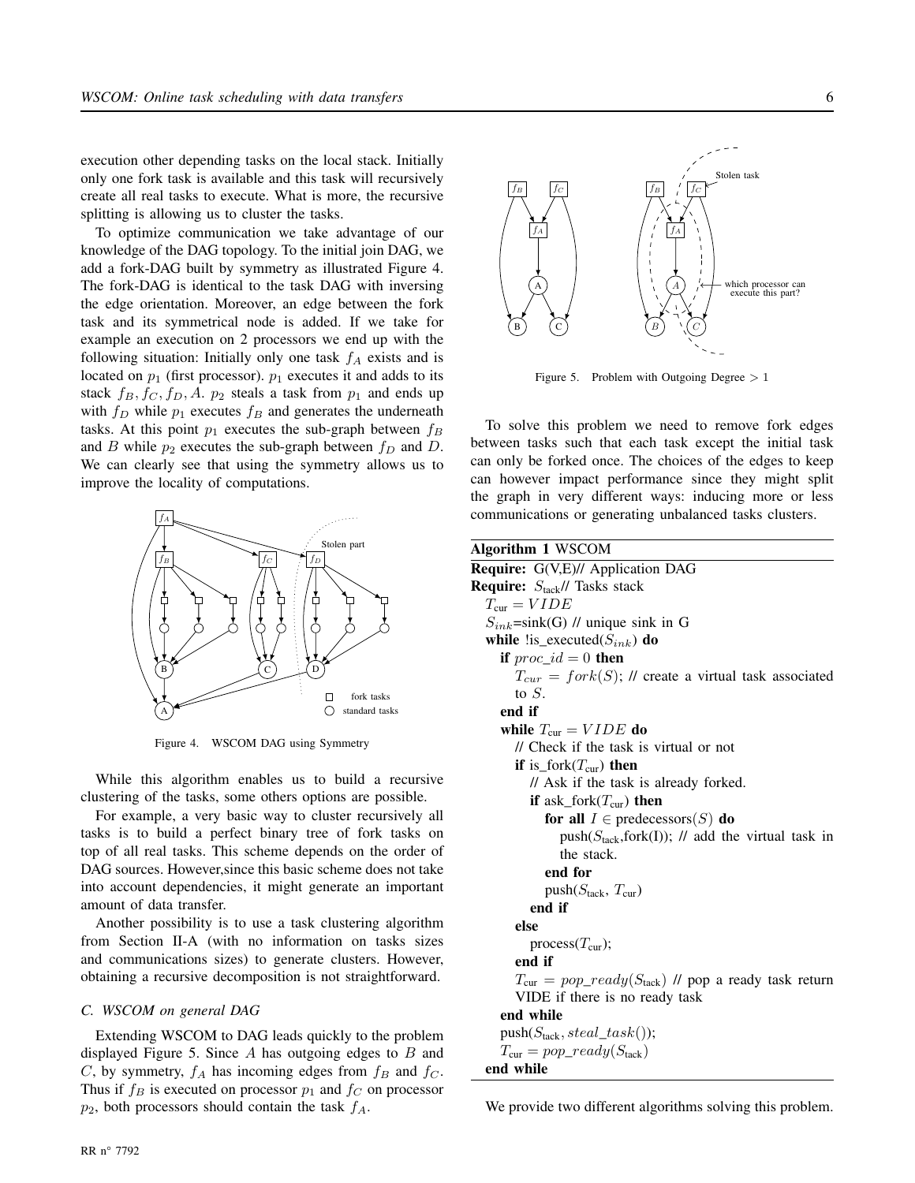execution other depending tasks on the local stack. Initially only one fork task is available and this task will recursively create all real tasks to execute. What is more, the recursive splitting is allowing us to cluster the tasks.

To optimize communication we take advantage of our knowledge of the DAG topology. To the initial join DAG, we add a fork-DAG built by symmetry as illustrated Figure 4. The fork-DAG is identical to the task DAG with inversing the edge orientation. Moreover, an edge between the fork task and its symmetrical node is added. If we take for example an execution on 2 processors we end up with the following situation: Initially only one task $f_A$ exists and is located on $p_1$ (first processor). $p_1$ executes it and adds to its stack $f_B, f_C, f_D, A$. $p_2$ steals a task from $p_1$ and ends up with $f_D$ while $p_1$ executes $f_B$ and generates the underneath tasks. At this point $p_1$ executes the sub-graph between $f_B$ and $B$ while $p_2$ executes the sub-graph between $f_D$ and $D$. We can clearly see that using the symmetry allows us to improve the locality of computations.

Figure 4. WSCOM DAG using Symmetry

While this algorithm enables us to build a recursive clustering of the tasks, some others options are possible.

For example, a very basic way to cluster recursively all tasks is to build a perfect binary tree of fork tasks on top of all real tasks. This scheme depends on the order of DAG sources. However,since this basic scheme does not take into account dependencies, it might generate an important amount of data transfer.

Another possibility is to use a task clustering algorithm from Section II-A (with no information on tasks sizes and communications sizes) to generate clusters. However, obtaining a recursive decomposition is not straightforward.

### C. WSCOM on general DAG

Extending WSCOM to DAG leads quickly to the problem displayed Figure 5. Since $A$ has outgoing edges to $B$ and $C$, by symmetry, $f_A$ has incoming edges from $f_B$ and $f_C$. Thus if $f_B$ is executed on processor $p_1$ and $f_C$ on processor $p_2$, both processors should contain the task $f_A$.

Figure 5. Problem with Outgoing Degree $> 1$

To solve this problem we need to remove fork edges between tasks such that each task except the initial task can only be forked once. The choices of the edges to keep can however impact performance since they might split the graph in very different ways: inducing more or less communications or generating unbalanced tasks clusters.

**Algorithm 1** WSCOM

```
Require: G(V,E)// Application DAG
Require: S_tack// Tasks stack
  T_cur = VIDE
  S_ink=sink(G) // unique sink in G
  while !is_executed(S_ink) do
    if proc_id = 0 then
      T_cur = fork(S); // create a virtual task associated to S.
    end if
    while T_cur = VIDE do
      // Check if the task is virtual or not
      if is_fork(T_cur) then
        // Ask if the task is already forked.
        if ask_fork(T_cur) then
          for all I ∈ predecessors(S) do
            push(S_tack,fork(I)); // add the virtual task in the stack.
          end for
          push(S_tack, T_cur)
        end if
      else
        process(T_cur);
      end if
      T_cur = pop_ready(S_tack) // pop a ready task return VIDE if there is no ready task
    end while
    push(S_tack, steal_task());
    T_cur = pop_ready(S_tack)
  end while
```

We provide two different algorithms solving this problem.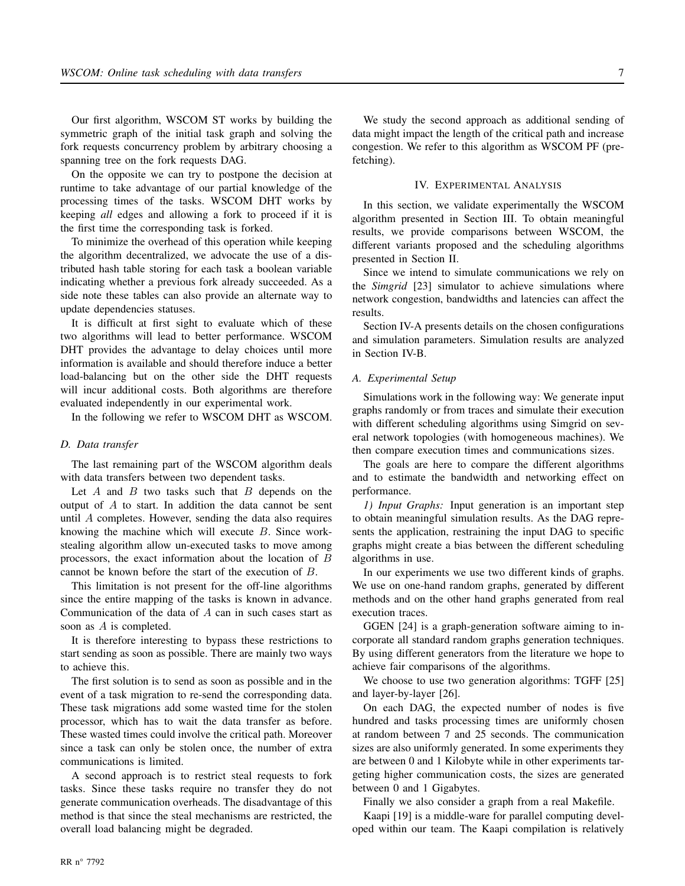Our first algorithm, WSCOM ST works by building the symmetric graph of the initial task graph and solving the fork requests concurrency problem by arbitrary choosing a spanning tree on the fork requests DAG.

On the opposite we can try to postpone the decision at runtime to take advantage of our partial knowledge of the processing times of the tasks. WSCOM DHT works by keeping *all* edges and allowing a fork to proceed if it is the first time the corresponding task is forked.

To minimize the overhead of this operation while keeping the algorithm decentralized, we advocate the use of a distributed hash table storing for each task a boolean variable indicating whether a previous fork already succeeded. As a side note these tables can also provide an alternate way to update dependencies statuses.

It is difficult at first sight to evaluate which of these two algorithms will lead to better performance. WSCOM DHT provides the advantage to delay choices until more information is available and should therefore induce a better load-balancing but on the other side the DHT requests will incur additional costs. Both algorithms are therefore evaluated independently in our experimental work.

In the following we refer to WSCOM DHT as WSCOM.

### *D. Data transfer*

The last remaining part of the WSCOM algorithm deals with data transfers between two dependent tasks.

Let $A$ and $B$ two tasks such that $B$ depends on the output of $A$ to start. In addition the data cannot be sent until $A$ completes. However, sending the data also requires knowing the machine which will execute $B$. Since work-stealing algorithm allow un-executed tasks to move among processors, the exact information about the location of $B$ cannot be known before the start of the execution of $B$.

This limitation is not present for the off-line algorithms since the entire mapping of the tasks is known in advance. Communication of the data of $A$ can in such cases start as soon as $A$ is completed.

It is therefore interesting to bypass these restrictions to start sending as soon as possible. There are mainly two ways to achieve this.

The first solution is to send as soon as possible and in the event of a task migration to re-send the corresponding data. These task migrations add some wasted time for the stolen processor, which has to wait the data transfer as before. These wasted times could involve the critical path. Moreover since a task can only be stolen once, the number of extra communications is limited.

A second approach is to restrict steal requests to fork tasks. Since these tasks require no transfer they do not generate communication overheads. The disadvantage of this method is that since the steal mechanisms are restricted, the overall load balancing might be degraded.

We study the second approach as additional sending of data might impact the length of the critical path and increase congestion. We refer to this algorithm as WSCOM PF (pre-fetching).

## IV. Experimental Analysis

In this section, we validate experimentally the WSCOM algorithm presented in Section III. To obtain meaningful results, we provide comparisons between WSCOM, the different variants proposed and the scheduling algorithms presented in Section II.

Since we intend to simulate communications we rely on the *Simgrid* [23] simulator to achieve simulations where network congestion, bandwidths and latencies can affect the results.

Section IV-A presents details on the chosen configurations and simulation parameters. Simulation results are analyzed in Section IV-B.

### *A. Experimental Setup*

Simulations work in the following way: We generate input graphs randomly or from traces and simulate their execution with different scheduling algorithms using Simgrid on several network topologies (with homogeneous machines). We then compare execution times and communications sizes.

The goals are here to compare the different algorithms and to estimate the bandwidth and networking effect on performance.

*1) Input Graphs:* Input generation is an important step to obtain meaningful simulation results. As the DAG represents the application, restraining the input DAG to specific graphs might create a bias between the different scheduling algorithms in use.

In our experiments we use two different kinds of graphs. We use on one-hand random graphs, generated by different methods and on the other hand graphs generated from real execution traces.

GGEN [24] is a graph-generation software aiming to incorporate all standard random graphs generation techniques. By using different generators from the literature we hope to achieve fair comparisons of the algorithms.

We choose to use two generation algorithms: TGFF [25] and layer-by-layer [26].

On each DAG, the expected number of nodes is five hundred and tasks processing times are uniformly chosen at random between 7 and 25 seconds. The communication sizes are also uniformly generated. In some experiments they are between 0 and 1 Kilobyte while in other experiments targeting higher communication costs, the sizes are generated between 0 and 1 Gigabytes.

Finally we also consider a graph from a real Makefile.

Kaapi [19] is a middle-ware for parallel computing developed within our team. The Kaapi compilation is relatively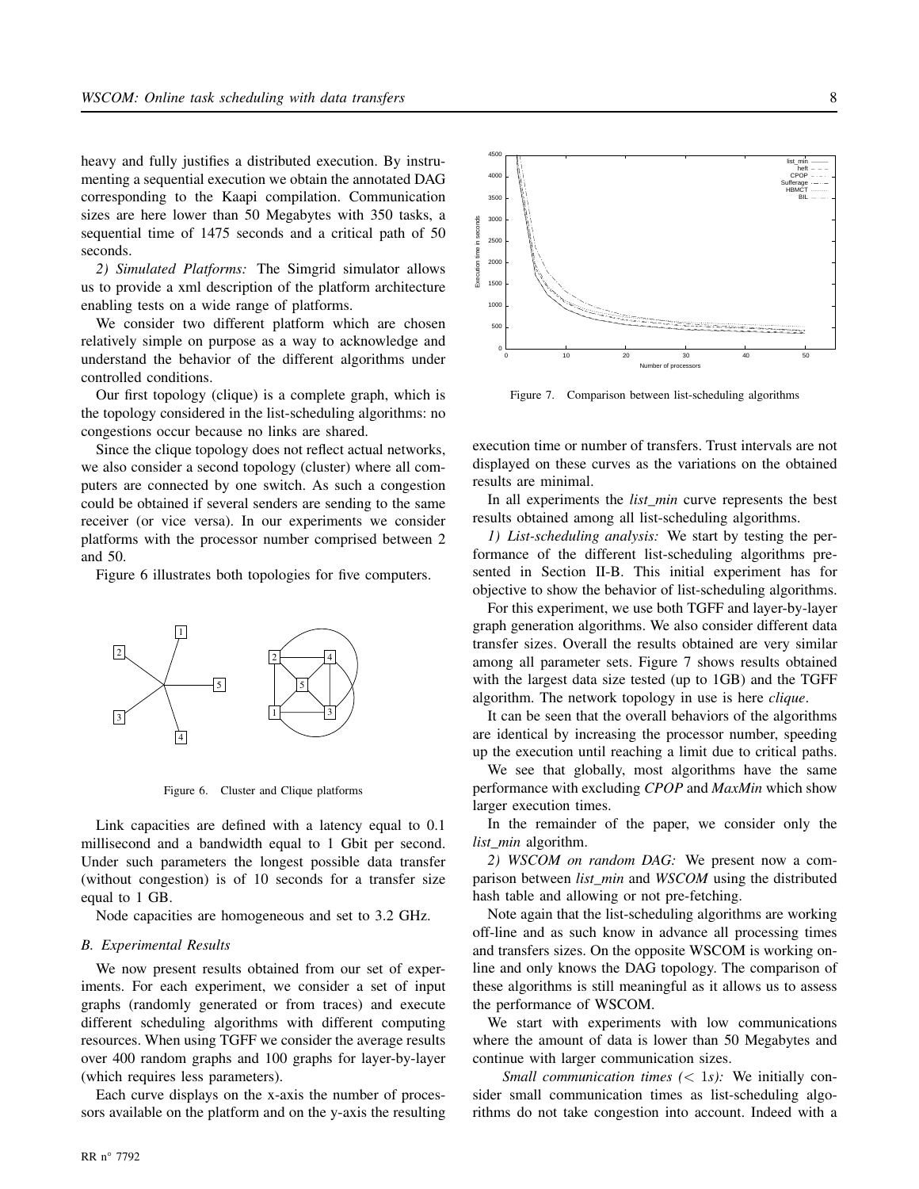heavy and fully justifies a distributed execution. By instrumenting a sequential execution we obtain the annotated DAG corresponding to the Kaapi compilation. Communication sizes are here lower than 50 Megabytes with 350 tasks, a sequential time of 1475 seconds and a critical path of 50 seconds.

*2) Simulated Platforms:* The Simgrid simulator allows us to provide a xml description of the platform architecture enabling tests on a wide range of platforms.

We consider two different platform which are chosen relatively simple on purpose as a way to acknowledge and understand the behavior of the different algorithms under controlled conditions.

Our first topology (clique) is a complete graph, which is the topology considered in the list-scheduling algorithms: no congestions occur because no links are shared.

Since the clique topology does not reflect actual networks, we also consider a second topology (cluster) where all computers are connected by one switch. As such a congestion could be obtained if several senders are sending to the same receiver (or vice versa). In our experiments we consider platforms with the processor number comprised between 2 and 50.

Figure 6 illustrates both topologies for five computers.

Figure 6. Cluster and Clique platforms

Link capacities are defined with a latency equal to 0.1 millisecond and a bandwidth equal to 1 Gbit per second. Under such parameters the longest possible data transfer (without congestion) is of 10 seconds for a transfer size equal to 1 GB.

Node capacities are homogeneous and set to 3.2 GHz.

### *B. Experimental Results*

We now present results obtained from our set of experiments. For each experiment, we consider a set of input graphs (randomly generated or from traces) and execute different scheduling algorithms with different computing resources. When using TGFF we consider the average results over 400 random graphs and 100 graphs for layer-by-layer (which requires less parameters).

Each curve displays on the x-axis the number of processors available on the platform and on the y-axis the resulting execution time or number of transfers. Trust intervals are not displayed on these curves as the variations on the obtained results are minimal.

Figure 7. Comparison between list-scheduling algorithms

In all experiments the *list_min* curve represents the best results obtained among all list-scheduling algorithms.

*1) List-scheduling analysis:* We start by testing the performance of the different list-scheduling algorithms presented in Section II-B. This initial experiment has for objective to show the behavior of list-scheduling algorithms.

For this experiment, we use both TGFF and layer-by-layer graph generation algorithms. We also consider different data transfer sizes. Overall the results obtained are very similar among all parameter sets. Figure 7 shows results obtained with the largest data size tested (up to 1GB) and the TGFF algorithm. The network topology in use is here *clique*.

It can be seen that the overall behaviors of the algorithms are identical by increasing the processor number, speeding up the execution until reaching a limit due to critical paths.

We see that globally, most algorithms have the same performance with excluding *CPOP* and *MaxMin* which show larger execution times.

In the remainder of the paper, we consider only the *list_min* algorithm.

*2) WSCOM on random DAG:* We present now a comparison between *list_min* and *WSCOM* using the distributed hash table and allowing or not pre-fetching.

Note again that the list-scheduling algorithms are working off-line and as such know in advance all processing times and transfers sizes. On the opposite WSCOM is working on-line and only knows the DAG topology. The comparison of these algorithms is still meaningful as it allows us to assess the performance of WSCOM.

We start with experiments with low communications where the amount of data is lower than 50 Megabytes and continue with larger communication sizes.

*Small communication times ($< 1s$):* We initially consider small communication times as list-scheduling algorithms do not take congestion into account. Indeed with a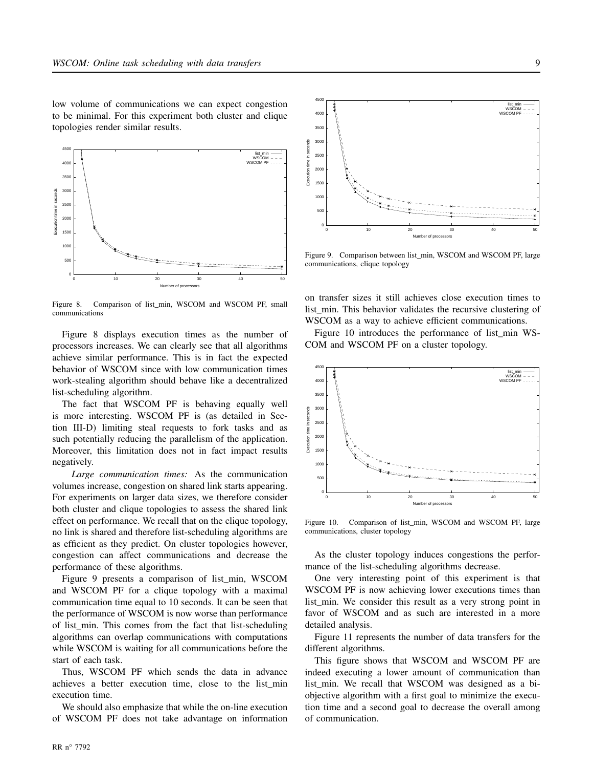low volume of communications we can expect congestion to be minimal. For this experiment both cluster and clique topologies render similar results.

Figure 8. Comparison of list_min, WSCOM and WSCOM PF, small communications

Figure 8 displays execution times as the number of processors increases. We can clearly see that all algorithms achieve similar performance. This is in fact the expected behavior of WSCOM since with low communication times work-stealing algorithm should behave like a decentralized list-scheduling algorithm.

The fact that WSCOM PF is behaving equally well is more interesting. WSCOM PF is (as detailed in Section III-D) limiting steal requests to fork tasks and as such potentially reducing the parallelism of the application. Moreover, this limitation does not in fact impact results negatively.

*Large communication times:* As the communication volumes increase, congestion on shared link starts appearing. For experiments on larger data sizes, we therefore consider both cluster and clique topologies to assess the shared link effect on performance. We recall that on the clique topology, no link is shared and therefore list-scheduling algorithms are as efficient as they predict. On cluster topologies however, congestion can affect communications and decrease the performance of these algorithms.

Figure 9 presents a comparison of list_min, WSCOM and WSCOM PF for a clique topology with a maximal communication time equal to 10 seconds. It can be seen that the performance of WSCOM is now worse than performance of list_min. This comes from the fact that list-scheduling algorithms can overlap communications with computations while WSCOM is waiting for all communications before the start of each task.

Thus, WSCOM PF which sends the data in advance achieves a better execution time, close to the list_min execution time.

We should also emphasize that while the on-line execution of WSCOM PF does not take advantage on information

Figure 9. Comparison between list_min, WSCOM and WSCOM PF, large communications, clique topology

on transfer sizes it still achieves close execution times to list_min. This behavior validates the recursive clustering of WSCOM as a way to achieve efficient communications.

Figure 10 introduces the performance of list_min WSCOM and WSCOM PF on a cluster topology.

Figure 10. Comparison of list_min, WSCOM and WSCOM PF, large communications, cluster topology

As the cluster topology induces congestions the performance of the list-scheduling algorithms decrease.

One very interesting point of this experiment is that WSCOM PF is now achieving lower executions times than list_min. We consider this result as a very strong point in favor of WSCOM and as such are interested in a more detailed analysis.

Figure 11 represents the number of data transfers for the different algorithms.

This figure shows that WSCOM and WSCOM PF are indeed executing a lower amount of communication than list_min. We recall that WSCOM was designed as a bi-objective algorithm with a first goal to minimize the execution time and a second goal to decrease the overall among of communication.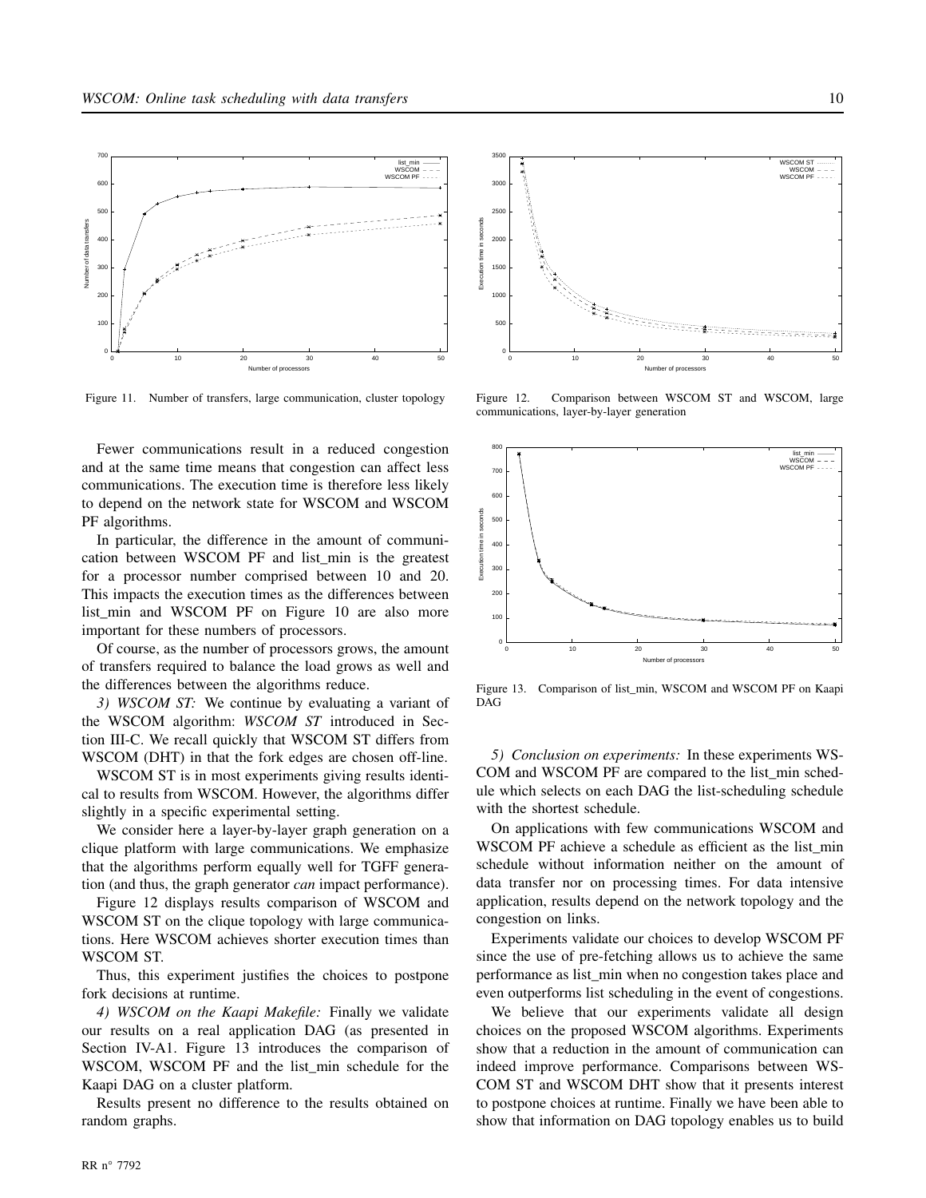Figure 11. Number of transfers, large communication, cluster topology

Figure 12. Comparison between WSCOM ST and WSCOM, large communications, layer-by-layer generation

Fewer communications result in a reduced congestion and at the same time means that congestion can affect less communications. The execution time is therefore less likely to depend on the network state for WSCOM and WSCOM PF algorithms.

In particular, the difference in the amount of communication between WSCOM PF and list_min is the greatest for a processor number comprised between 10 and 20. This impacts the execution times as the differences between list_min and WSCOM PF on Figure 10 are also more important for these numbers of processors.

Of course, as the number of processors grows, the amount of transfers required to balance the load grows as well and the differences between the algorithms reduce.

*3) WSCOM ST:* We continue by evaluating a variant of the WSCOM algorithm: *WSCOM ST* introduced in Section III-C. We recall quickly that WSCOM ST differs from WSCOM (DHT) in that the fork edges are chosen off-line.

WSCOM ST is in most experiments giving results identical to results from WSCOM. However, the algorithms differ slightly in a specific experimental setting.

We consider here a layer-by-layer graph generation on a clique platform with large communications. We emphasize that the algorithms perform equally well for TGFF generation (and thus, the graph generator *can* impact performance).

Figure 12 displays results comparison of WSCOM and WSCOM ST on the clique topology with large communications. Here WSCOM achieves shorter execution times than WSCOM ST.

Thus, this experiment justifies the choices to postpone fork decisions at runtime.

*4) WSCOM on the Kaapi Makefile:* Finally we validate our results on a real application DAG (as presented in Section IV-A1. Figure 13 introduces the comparison of WSCOM, WSCOM PF and the list_min schedule for the Kaapi DAG on a cluster platform.

Results present no difference to the results obtained on random graphs.

Figure 13. Comparison of list_min, WSCOM and WSCOM PF on Kaapi DAG

*5) Conclusion on experiments:* In these experiments WSCOM and WSCOM PF are compared to the list_min schedule which selects on each DAG the list-scheduling schedule with the shortest schedule.

On applications with few communications WSCOM and WSCOM PF achieve a schedule as efficient as the list_min schedule without information neither on the amount of data transfer nor on processing times. For data intensive application, results depend on the network topology and the congestion on links.

Experiments validate our choices to develop WSCOM PF since the use of pre-fetching allows us to achieve the same performance as list_min when no congestion takes place and even outperforms list scheduling in the event of congestions.

We believe that our experiments validate all design choices on the proposed WSCOM algorithms. Experiments show that a reduction in the amount of communication can indeed improve performance. Comparisons between WSCOM ST and WSCOM DHT show that it presents interest to postpone choices at runtime. Finally we have been able to show that information on DAG topology enables us to build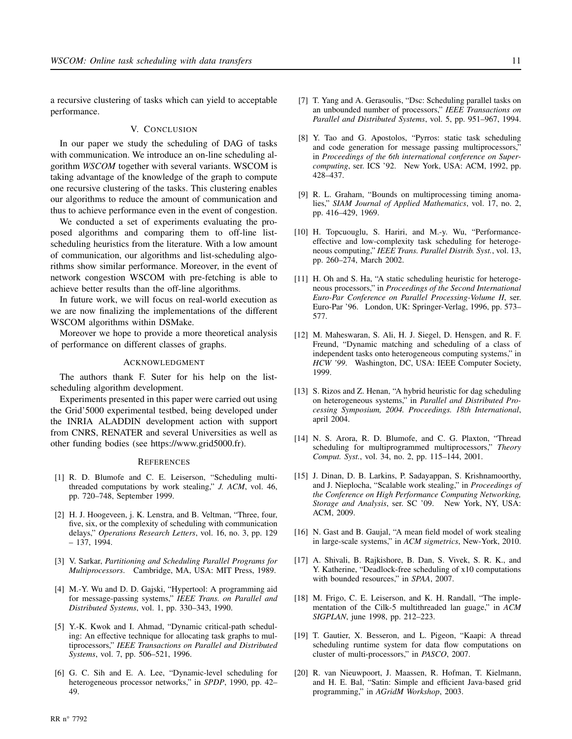a recursive clustering of tasks which can yield to acceptable performance.

## V. Conclusion

In our paper we study the scheduling of DAG of tasks with communication. We introduce an on-line scheduling algorithm *WSCOM* together with several variants. WSCOM is taking advantage of the knowledge of the graph to compute one recursive clustering of the tasks. This clustering enables our algorithms to reduce the amount of communication and thus to achieve performance even in the event of congestion.

We conducted a set of experiments evaluating the proposed algorithms and comparing them to off-line list-scheduling heuristics from the literature. With a low amount of communication, our algorithms and list-scheduling algorithms show similar performance. Moreover, in the event of network congestion WSCOM with pre-fetching is able to achieve better results than the off-line algorithms.

In future work, we will focus on real-world execution as we are now finalizing the implementations of the different WSCOM algorithms within DSMake.

Moreover we hope to provide a more theoretical analysis of performance on different classes of graphs.

## Acknowledgment

The authors thank F. Suter for his help on the list-scheduling algorithm development.

Experiments presented in this paper were carried out using the Grid'5000 experimental testbed, being developed under the INRIA ALADDIN development action with support from CNRS, RENATER and several Universities as well as other funding bodies (see https://www.grid5000.fr).

## References

[1] R. D. Blumofe and C. E. Leiserson, "Scheduling multithreaded computations by work stealing," *J. ACM*, vol. 46, pp. 720–748, September 1999.

[2] H. J. Hoogeveen, j. K. Lenstra, and B. Veltman, "Three, four, five, six, or the complexity of scheduling with communication delays," *Operations Research Letters*, vol. 16, no. 3, pp. 129 – 137, 1994.

[3] V. Sarkar, *Partitioning and Scheduling Parallel Programs for Multiprocessors*. Cambridge, MA, USA: MIT Press, 1989.

[4] M.-Y. Wu and D. D. Gajski, "Hypertool: A programming aid for message-passing systems," *IEEE Trans. on Parallel and Distributed Systems*, vol. 1, pp. 330–343, 1990.

[5] Y.-K. Kwok and I. Ahmad, "Dynamic critical-path scheduling: An effective technique for allocating task graphs to multiprocessors," *IEEE Transactions on Parallel and Distributed Systems*, vol. 7, pp. 506–521, 1996.

[6] G. C. Sih and E. A. Lee, "Dynamic-level scheduling for heterogeneous processor networks," in *SPDP*, 1990, pp. 42–49.

[7] T. Yang and A. Gerasoulis, "Dsc: Scheduling parallel tasks on an unbounded number of processors," *IEEE Transactions on Parallel and Distributed Systems*, vol. 5, pp. 951–967, 1994.

[8] Y. Tao and G. Apostolos, "Pyrros: static task scheduling and code generation for message passing multiprocessors," in *Proceedings of the 6th international conference on Supercomputing*, ser. ICS '92. New York, USA: ACM, 1992, pp. 428–437.

[9] R. L. Graham, "Bounds on multiprocessing timing anomalies," *SIAM Journal of Applied Mathematics*, vol. 17, no. 2, pp. 416–429, 1969.

[10] H. Topcuouglu, S. Hariri, and M.-y. Wu, "Performance-effective and low-complexity task scheduling for heterogeneous computing," *IEEE Trans. Parallel Distrib. Syst.*, vol. 13, pp. 260–274, March 2002.

[11] H. Oh and S. Ha, "A static scheduling heuristic for heterogeneous processors," in *Proceedings of the Second International Euro-Par Conference on Parallel Processing-Volume II*, ser. Euro-Par '96. London, UK: Springer-Verlag, 1996, pp. 573–577.

[12] M. Maheswaran, S. Ali, H. J. Siegel, D. Hensgen, and R. F. Freund, "Dynamic matching and scheduling of a class of independent tasks onto heterogeneous computing systems," in *HCW '99*. Washington, DC, USA: IEEE Computer Society, 1999.

[13] S. Rizos and Z. Henan, "A hybrid heuristic for dag scheduling on heterogeneous systems," in *Parallel and Distributed Processing Symposium, 2004. Proceedings. 18th International*, april 2004.

[14] N. S. Arora, R. D. Blumofe, and C. G. Plaxton, "Thread scheduling for multiprogrammed multiprocessors," *Theory Comput. Syst.*, vol. 34, no. 2, pp. 115–144, 2001.

[15] J. Dinan, D. B. Larkins, P. Sadayappan, S. Krishnamoorthy, and J. Nieplocha, "Scalable work stealing," in *Proceedings of the Conference on High Performance Computing Networking, Storage and Analysis*, ser. SC '09. New York, NY, USA: ACM, 2009.

[16] N. Gast and B. Gaujal, "A mean field model of work stealing in large-scale systems," in *ACM sigmetrics*, New-York, 2010.

[17] A. Shivali, B. Rajkishore, B. Dan, S. Vivek, S. R. K., and Y. Katherine, "Deadlock-free scheduling of x10 computations with bounded resources," in *SPAA*, 2007.

[18] M. Frigo, C. E. Leiserson, and K. H. Randall, "The implementation of the Cilk-5 multithreaded lan guage," in *ACM SIGPLAN*, june 1998, pp. 212–223.

[19] T. Gautier, X. Besseron, and L. Pigeon, "Kaapi: A thread scheduling runtime system for data flow computations on cluster of multi-processors," in *PASCO*, 2007.

[20] R. van Nieuwpoort, J. Maassen, R. Hofman, T. Kielmann, and H. E. Bal, "Satin: Simple and efficient Java-based grid programming," in *AGridM Workshop*, 2003.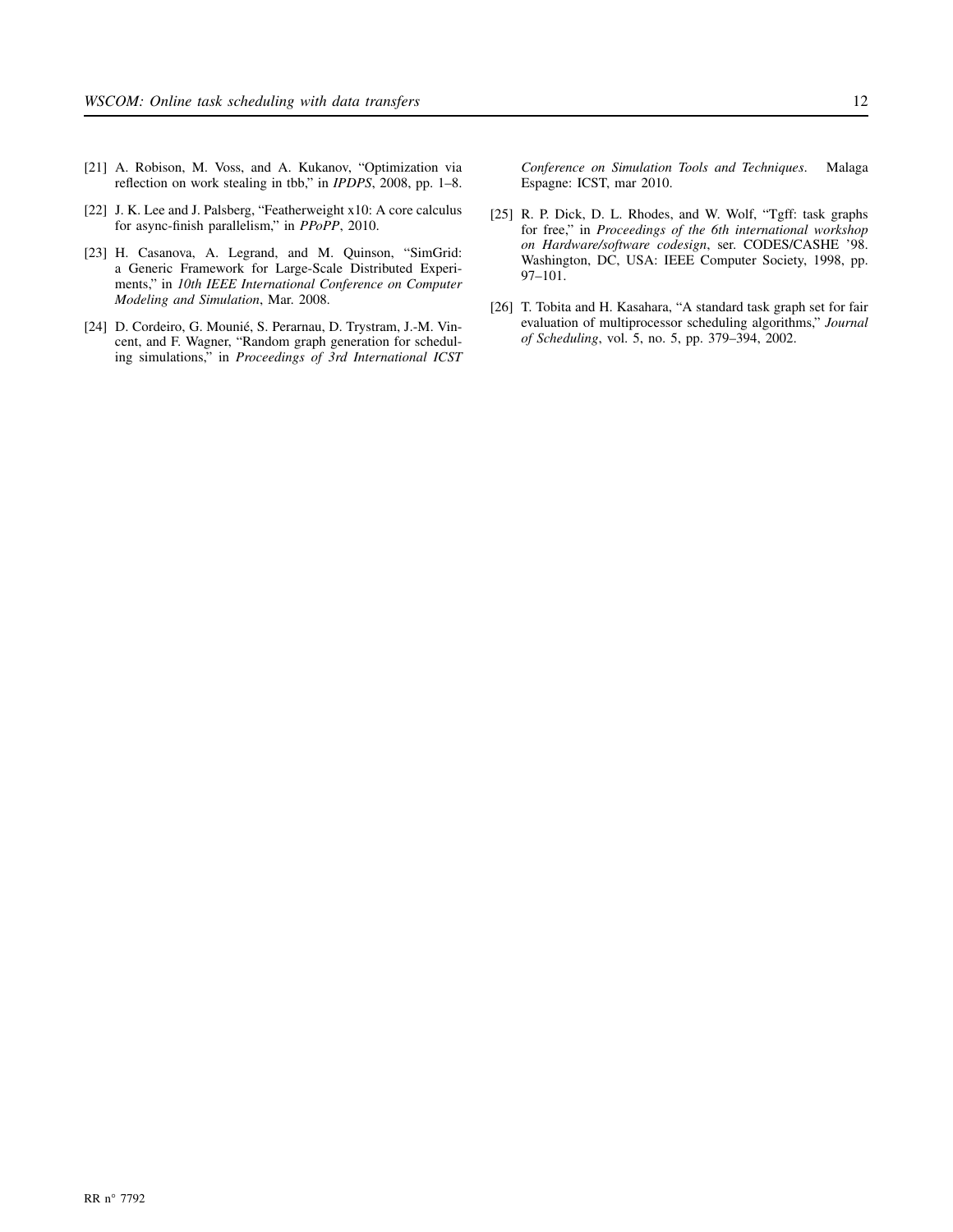[21] A. Robison, M. Voss, and A. Kukanov, “Optimization via reflection on work stealing in tbb,” in *IPDPS*, 2008, pp. 1–8.

[22] J. K. Lee and J. Palsberg, “Featherweight x10: A core calculus for async-finish parallelism,” in *PPoPP*, 2010.

[23] H. Casanova, A. Legrand, and M. Quinson, “SimGrid: a Generic Framework for Large-Scale Distributed Experiments,” in *10th IEEE International Conference on Computer Modeling and Simulation*, Mar. 2008.

[24] D. Cordeiro, G. Mounié, S. Perarnau, D. Trystram, J.-M. Vincent, and F. Wagner, “Random graph generation for scheduling simulations,” in *Proceedings of 3rd International ICST Conference on Simulation Tools and Techniques*. Malaga Espagne: ICST, mar 2010.

[25] R. P. Dick, D. L. Rhodes, and W. Wolf, “Tgff: task graphs for free,” in *Proceedings of the 6th international workshop on Hardware/software codesign*, ser. CODES/CASHE ’98. Washington, DC, USA: IEEE Computer Society, 1998, pp. 97–101.

[26] T. Tobita and H. Kasahara, “A standard task graph set for fair evaluation of multiprocessor scheduling algorithms,” *Journal of Scheduling*, vol. 5, no. 5, pp. 379–394, 2002.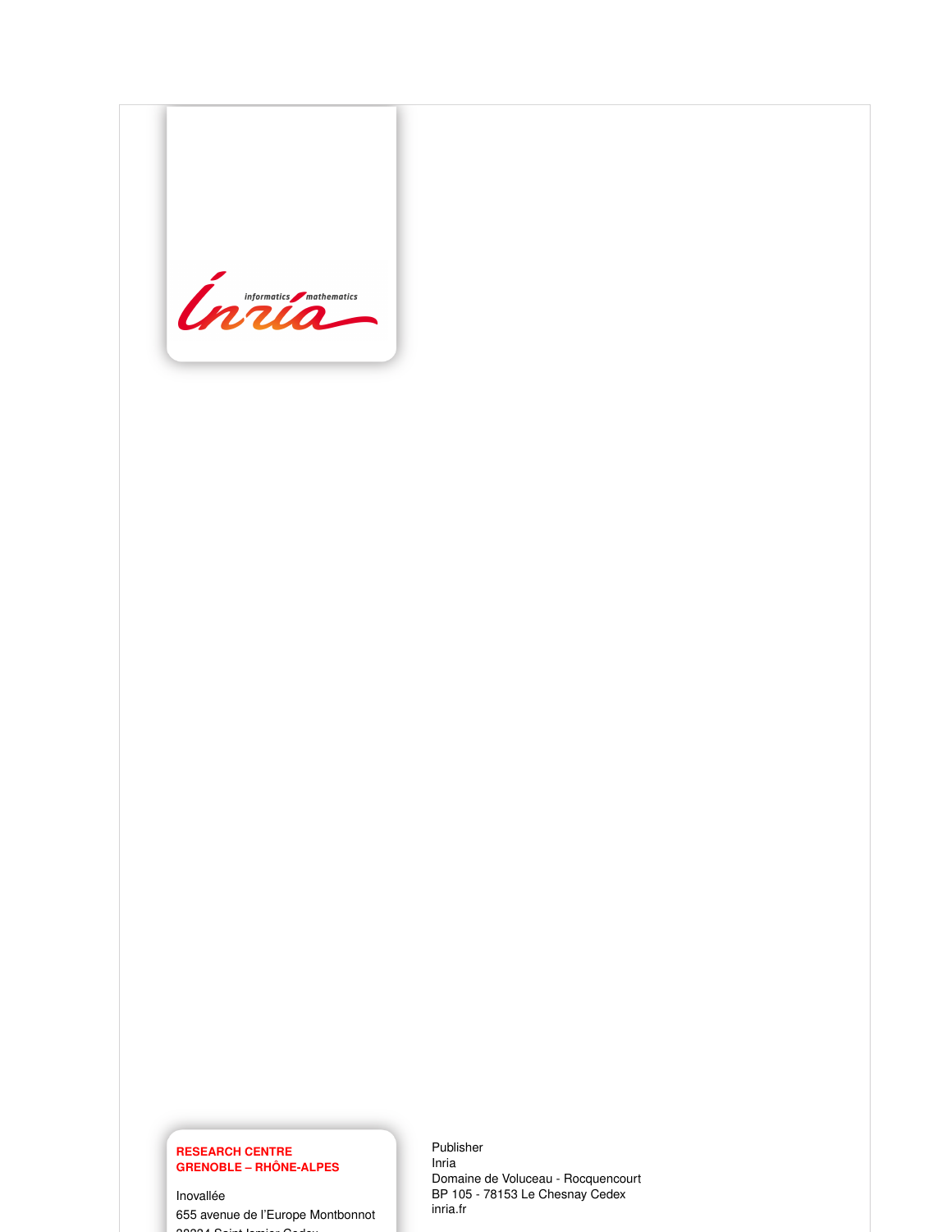**RESEARCH CENTRE**
**GRENOBLE – RHÔNE-ALPES**

Inovallée
655 avenue de l'Europe Montbonnot
38334 Saint Ismier Cedex

Publisher
Inria
Domaine de Voluceau - Rocquencourt
BP 105 - 78153 Le Chesnay Cedex
inria.fr